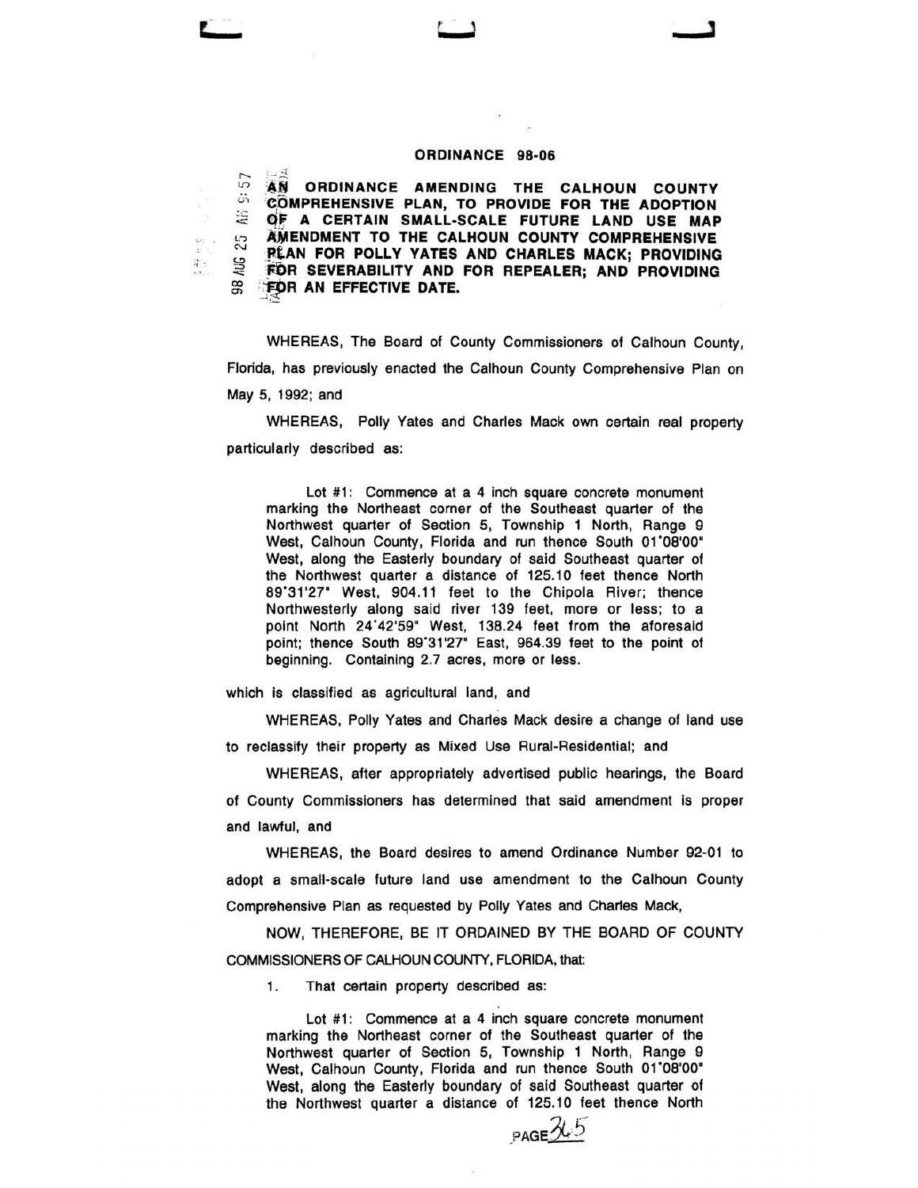# ORDINANCE 98-06

**AN ORDINANCE AMENDING THE CALHOUN COUNTY COMPREHENSIVE PLAN, TO PROVIDE FOR THE ADOPTION OF A CERTAIN SMALL-SCALE FUTURE LAND USE MAP AMENDMENT TO THE CALHOUN COUNTY COMPREHENSIVE PLAN FOR POLLY YATES AND CHARLES MACK; PROVIDING FOR SEVERABILITY AND FOR REPEALER; AND PROVIDING FOR AN EFFECTIVE DATE.**

WHEREAS, The Board of County Commissioners of Calhoun County, Florida, has previously enacted the Calhoun County Comprehensive Plan on May 5, 1992; and

WHEREAS, Polly Yates and Charles Mack own certain real property particularly described as:

> Lot #1: Commence at a 4 inch square concrete monument marking the Northeast corner of the Southeast quarter of the Northwest quarter of Section 5, Township 1 North, Range 9 West, Calhoun County, Florida and run thence South 01°08'00" West, along the Easterly boundary of said Southeast quarter of the Northwest quarter a distance of 125.10 feet thence North 89°31'27" West, 904.11 feet to the Chipola River; thence Northwesterly along said river 139 feet, more or less; to a point North 24°42'59" West, 138.24 feet from the aforesaid point; thence South 89°31'27" East, 964.39 feet to the point of beginning. Containing 2.7 acres, more or less.

which is classified as agricultural land, and

WHEREAS, Polly Yates and Charles Mack desire a change of land use to reclassify their property as Mixed Use Rural-Residential; and

WHEREAS, after appropriately advertised public hearings, the Board of County Commissioners has determined that said amendment is proper and lawful, and

WHEREAS, the Board desires to amend Ordinance Number 92-01 to adopt a small-scale future land use amendment to the Calhoun County Comprehensive Plan as requested by Polly Yates and Charles Mack,

NOW, THEREFORE, BE IT ORDAINED BY THE BOARD OF COUNTY COMMISSIONERS OF CALHOUN COUNTY, FLORIDA, that:

1. That certain property described as:

> Lot #1: Commence at a 4 inch square concrete monument marking the Northeast corner of the Southeast quarter of the Northwest quarter of Section 5, Township 1 North, Range 9 West, Calhoun County, Florida and run thence South 01°08'00" West, along the Easterly boundary of said Southeast quarter of the Northwest quarter a distance of 125.10 feet thence North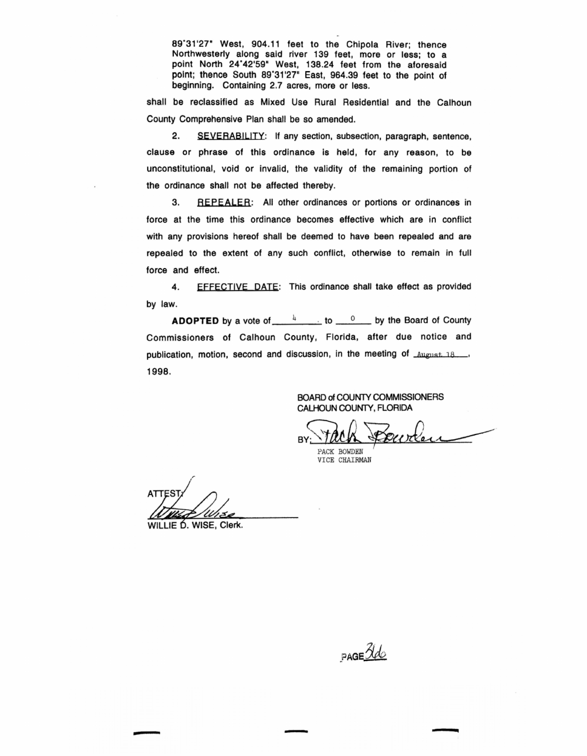89°31'27" West, 904.11 feet to the Chipola River; thence Northwesterly along said river 139 feet, more or less; to a point North 24°42'59" West, 138.24 feet from the aforesaid point; thence South 89°31'27" East, 964.39 feet to the point of beginning. Containing 2.7 acres, more or less.

shall be reclassified as Mixed Use Rural Residential and the Calhoun County Comprehensive Plan shall be so amended.

2. SEVERABILITY: If any section, subsection, paragraph, sentence, clause or phrase of this ordinance is held, for any reason, to be unconstitutional, void or invalid, the validity of the remaining portion of the ordinance shall not be affected thereby.

3. REPEALER: All other ordinances or portions or ordinances in force at the time this ordinance becomes effective which are in conflict with any provisions hereof shall be deemed to have been repealed and are repealed to the extent of any such conflict, otherwise to remain in full force and effect.

4. EFFECTIVE DATE: This ordinance shall take effect as provided by law.

**ADOPTED** by a vote of 4 to 0 by the Board of County Commissioners of Calhoun County, Florida, after due notice and publication, motion, second and discussion, in the meeting of August 18, 1998.

BOARD of COUNTY COMMISSIONERS
CALHOUN COUNTY, FLORIDA

BY: *Pack Bowden*
PACK BOWDEN
VICE CHAIRMAN

ATTEST: *Willie D. Wise*
WILLIE D. WISE, Clerk.

PAGE 326